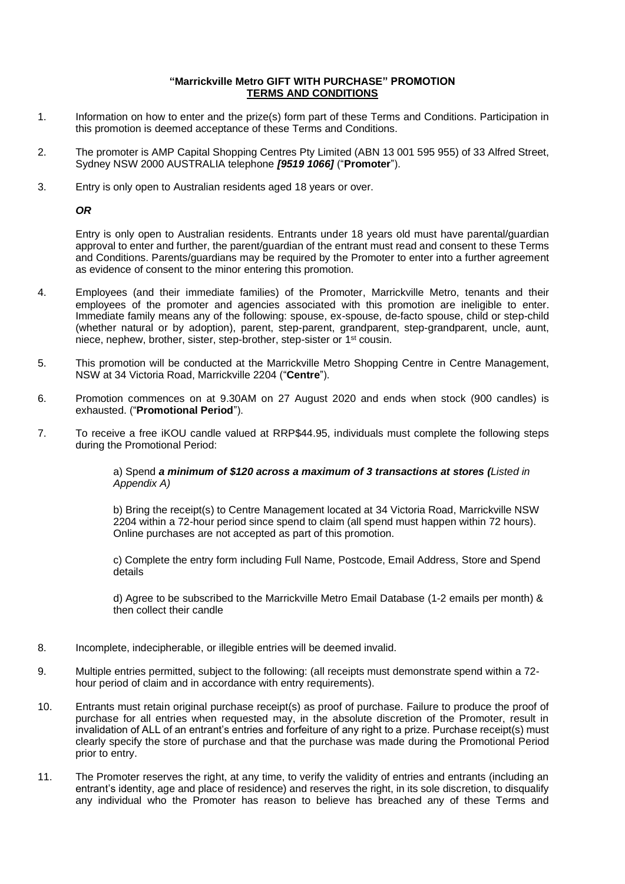**"Marrickville Metro GIFT WITH PURCHASE" PROMOTION**
**TERMS AND CONDITIONS**

1. Information on how to enter and the prize(s) form part of these Terms and Conditions. Participation in this promotion is deemed acceptance of these Terms and Conditions.

2. The promoter is AMP Capital Shopping Centres Pty Limited (ABN 13 001 595 955) of 33 Alfred Street, Sydney NSW 2000 AUSTRALIA telephone ***[9519 1066]*** ("**Promoter**").

3. Entry is only open to Australian residents aged 18 years or over.

   ***OR***

   Entry is only open to Australian residents. Entrants under 18 years old must have parental/guardian approval to enter and further, the parent/guardian of the entrant must read and consent to these Terms and Conditions. Parents/guardians may be required by the Promoter to enter into a further agreement as evidence of consent to the minor entering this promotion.

4. Employees (and their immediate families) of the Promoter, Marrickville Metro, tenants and their employees of the promoter and agencies associated with this promotion are ineligible to enter. Immediate family means any of the following: spouse, ex-spouse, de-facto spouse, child or step-child (whether natural or by adoption), parent, step-parent, grandparent, step-grandparent, uncle, aunt, niece, nephew, brother, sister, step-brother, step-sister or 1st cousin.

5. This promotion will be conducted at the Marrickville Metro Shopping Centre in Centre Management, NSW at 34 Victoria Road, Marrickville 2204 ("**Centre**").

6. Promotion commences on at 9.30AM on 27 August 2020 and ends when stock (900 candles) is exhausted. ("**Promotional Period**").

7. To receive a free iKOU candle valued at RRP$44.95, individuals must complete the following steps during the Promotional Period:

   a) Spend ***a minimum of $120 across a maximum of 3 transactions at stores (****Listed in Appendix A)*

   b) Bring the receipt(s) to Centre Management located at 34 Victoria Road, Marrickville NSW 2204 within a 72-hour period since spend to claim (all spend must happen within 72 hours). Online purchases are not accepted as part of this promotion.

   c) Complete the entry form including Full Name, Postcode, Email Address, Store and Spend details

   d) Agree to be subscribed to the Marrickville Metro Email Database (1-2 emails per month) & then collect their candle

8. Incomplete, indecipherable, or illegible entries will be deemed invalid.

9. Multiple entries permitted, subject to the following: (all receipts must demonstrate spend within a 72-hour period of claim and in accordance with entry requirements).

10. Entrants must retain original purchase receipt(s) as proof of purchase. Failure to produce the proof of purchase for all entries when requested may, in the absolute discretion of the Promoter, result in invalidation of ALL of an entrant's entries and forfeiture of any right to a prize. Purchase receipt(s) must clearly specify the store of purchase and that the purchase was made during the Promotional Period prior to entry.

11. The Promoter reserves the right, at any time, to verify the validity of entries and entrants (including an entrant's identity, age and place of residence) and reserves the right, in its sole discretion, to disqualify any individual who the Promoter has reason to believe has breached any of these Terms and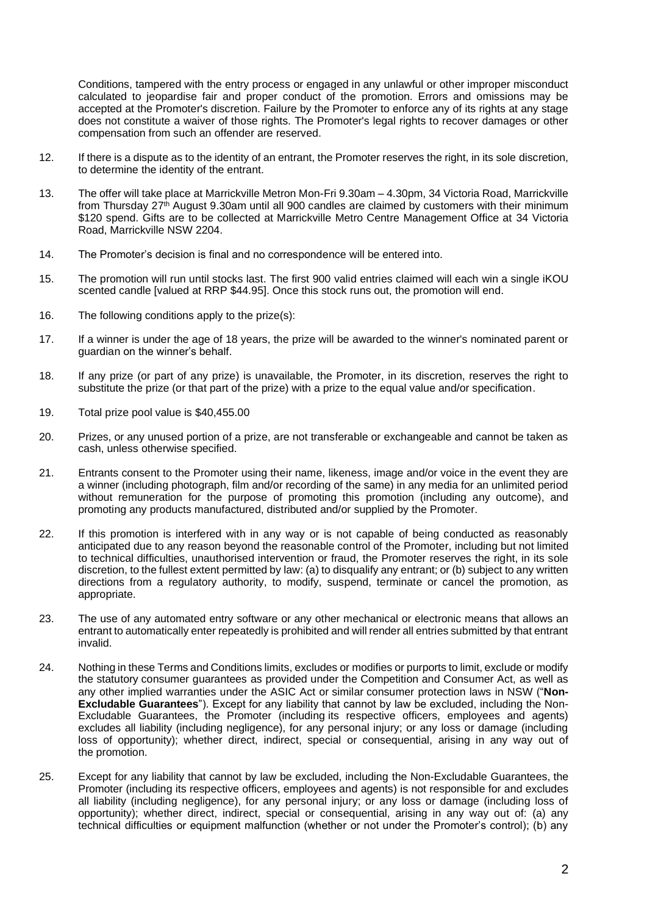Conditions, tampered with the entry process or engaged in any unlawful or other improper misconduct calculated to jeopardise fair and proper conduct of the promotion. Errors and omissions may be accepted at the Promoter's discretion. Failure by the Promoter to enforce any of its rights at any stage does not constitute a waiver of those rights. The Promoter's legal rights to recover damages or other compensation from such an offender are reserved.

12. If there is a dispute as to the identity of an entrant, the Promoter reserves the right, in its sole discretion, to determine the identity of the entrant.

13. The offer will take place at Marrickville Metron Mon-Fri 9.30am – 4.30pm, 34 Victoria Road, Marrickville from Thursday 27th August 9.30am until all 900 candles are claimed by customers with their minimum $120 spend. Gifts are to be collected at Marrickville Metro Centre Management Office at 34 Victoria Road, Marrickville NSW 2204.

14. The Promoter's decision is final and no correspondence will be entered into.

15. The promotion will run until stocks last. The first 900 valid entries claimed will each win a single iKOU scented candle [valued at RRP $44.95]. Once this stock runs out, the promotion will end.

16. The following conditions apply to the prize(s):

17. If a winner is under the age of 18 years, the prize will be awarded to the winner's nominated parent or guardian on the winner's behalf.

18. If any prize (or part of any prize) is unavailable, the Promoter, in its discretion, reserves the right to substitute the prize (or that part of the prize) with a prize to the equal value and/or specification.

19. Total prize pool value is $40,455.00

20. Prizes, or any unused portion of a prize, are not transferable or exchangeable and cannot be taken as cash, unless otherwise specified.

21. Entrants consent to the Promoter using their name, likeness, image and/or voice in the event they are a winner (including photograph, film and/or recording of the same) in any media for an unlimited period without remuneration for the purpose of promoting this promotion (including any outcome), and promoting any products manufactured, distributed and/or supplied by the Promoter.

22. If this promotion is interfered with in any way or is not capable of being conducted as reasonably anticipated due to any reason beyond the reasonable control of the Promoter, including but not limited to technical difficulties, unauthorised intervention or fraud, the Promoter reserves the right, in its sole discretion, to the fullest extent permitted by law: (a) to disqualify any entrant; or (b) subject to any written directions from a regulatory authority, to modify, suspend, terminate or cancel the promotion, as appropriate.

23. The use of any automated entry software or any other mechanical or electronic means that allows an entrant to automatically enter repeatedly is prohibited and will render all entries submitted by that entrant invalid.

24. Nothing in these Terms and Conditions limits, excludes or modifies or purports to limit, exclude or modify the statutory consumer guarantees as provided under the Competition and Consumer Act, as well as any other implied warranties under the ASIC Act or similar consumer protection laws in NSW ("**Non-Excludable Guarantees**"). Except for any liability that cannot by law be excluded, including the Non-Excludable Guarantees, the Promoter (including its respective officers, employees and agents) excludes all liability (including negligence), for any personal injury; or any loss or damage (including loss of opportunity); whether direct, indirect, special or consequential, arising in any way out of the promotion.

25. Except for any liability that cannot by law be excluded, including the Non-Excludable Guarantees, the Promoter (including its respective officers, employees and agents) is not responsible for and excludes all liability (including negligence), for any personal injury; or any loss or damage (including loss of opportunity); whether direct, indirect, special or consequential, arising in any way out of: (a) any technical difficulties or equipment malfunction (whether or not under the Promoter's control); (b) any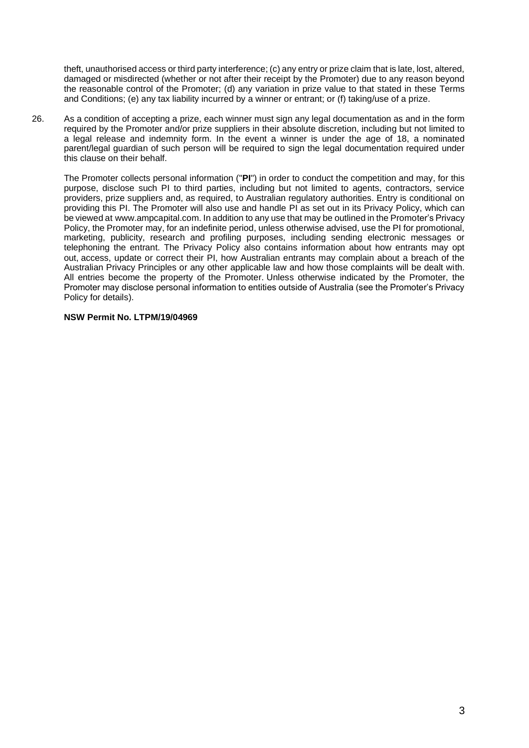theft, unauthorised access or third party interference; (c) any entry or prize claim that is late, lost, altered, damaged or misdirected (whether or not after their receipt by the Promoter) due to any reason beyond the reasonable control of the Promoter; (d) any variation in prize value to that stated in these Terms and Conditions; (e) any tax liability incurred by a winner or entrant; or (f) taking/use of a prize.

26. As a condition of accepting a prize, each winner must sign any legal documentation as and in the form required by the Promoter and/or prize suppliers in their absolute discretion, including but not limited to a legal release and indemnity form. In the event a winner is under the age of 18, a nominated parent/legal guardian of such person will be required to sign the legal documentation required under this clause on their behalf.

    The Promoter collects personal information ("**PI**") in order to conduct the competition and may, for this purpose, disclose such PI to third parties, including but not limited to agents, contractors, service providers, prize suppliers and, as required, to Australian regulatory authorities. Entry is conditional on providing this PI. The Promoter will also use and handle PI as set out in its Privacy Policy, which can be viewed at www.ampcapital.com. In addition to any use that may be outlined in the Promoter's Privacy Policy, the Promoter may, for an indefinite period, unless otherwise advised, use the PI for promotional, marketing, publicity, research and profiling purposes, including sending electronic messages or telephoning the entrant. The Privacy Policy also contains information about how entrants may opt out, access, update or correct their PI, how Australian entrants may complain about a breach of the Australian Privacy Principles or any other applicable law and how those complaints will be dealt with. All entries become the property of the Promoter. Unless otherwise indicated by the Promoter, the Promoter may disclose personal information to entities outside of Australia (see the Promoter's Privacy Policy for details).

**NSW Permit No. LTPM/19/04969**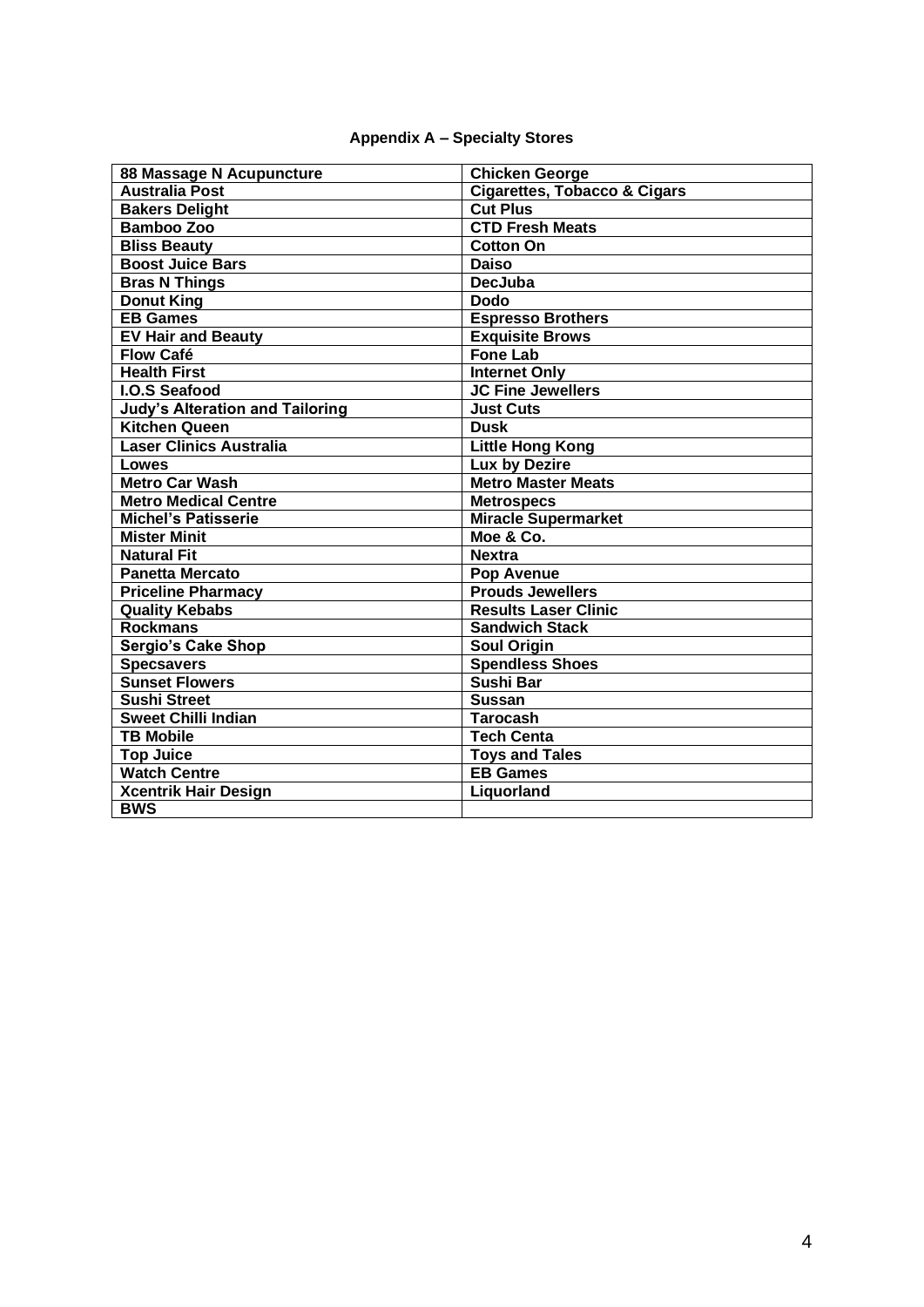**Appendix A – Specialty Stores**

| | |
|---|---|
| **88 Massage N Acupuncture** | **Chicken George** |
| **Australia Post** | **Cigarettes, Tobacco & Cigars** |
| **Bakers Delight** | **Cut Plus** |
| **Bamboo Zoo** | **CTD Fresh Meats** |
| **Bliss Beauty** | **Cotton On** |
| **Boost Juice Bars** | **Daiso** |
| **Bras N Things** | **DecJuba** |
| **Donut King** | **Dodo** |
| **EB Games** | **Espresso Brothers** |
| **EV Hair and Beauty** | **Exquisite Brows** |
| **Flow Café** | **Fone Lab** |
| **Health First** | **Internet Only** |
| **I.O.S Seafood** | **JC Fine Jewellers** |
| **Judy's Alteration and Tailoring** | **Just Cuts** |
| **Kitchen Queen** | **Dusk** |
| **Laser Clinics Australia** | **Little Hong Kong** |
| **Lowes** | **Lux by Dezire** |
| **Metro Car Wash** | **Metro Master Meats** |
| **Metro Medical Centre** | **Metrospecs** |
| **Michel's Patisserie** | **Miracle Supermarket** |
| **Mister Minit** | **Moe & Co.** |
| **Natural Fit** | **Nextra** |
| **Panetta Mercato** | **Pop Avenue** |
| **Priceline Pharmacy** | **Prouds Jewellers** |
| **Quality Kebabs** | **Results Laser Clinic** |
| **Rockmans** | **Sandwich Stack** |
| **Sergio's Cake Shop** | **Soul Origin** |
| **Specsavers** | **Spendless Shoes** |
| **Sunset Flowers** | **Sushi Bar** |
| **Sushi Street** | **Sussan** |
| **Sweet Chilli Indian** | **Tarocash** |
| **TB Mobile** | **Tech Centa** |
| **Top Juice** | **Toys and Tales** |
| **Watch Centre** | **EB Games** |
| **Xcentrik Hair Design** | **Liquorland** |
| **BWS** | |